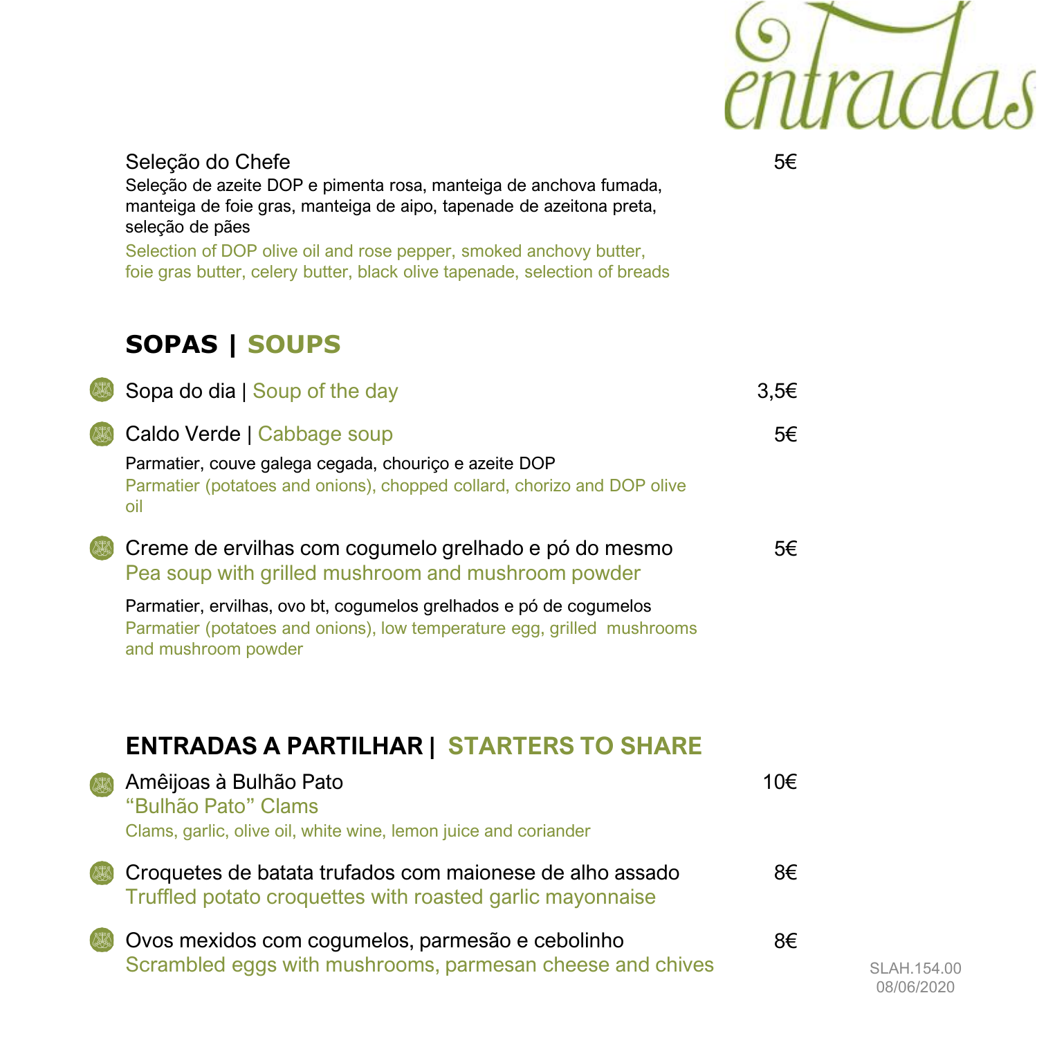# entradas

**Seleção do Chefe** — 5€

Seleção de azeite DOP e pimenta rosa, manteiga de anchova fumada, manteiga de foie gras, manteiga de aipo, tapenade de azeitona preta, seleção de pães

Selection of DOP olive oil and rose pepper, smoked anchovy butter, foie gras butter, celery butter, black olive tapenade, selection of breads

## SOPAS | SOUPS

**Sopa do dia | Soup of the day** — 3,5€

**Caldo Verde | Cabbage soup** — 5€

Parmatier, couve galega cegada, chouriço e azeite DOP

Parmatier (potatoes and onions), chopped collard, chorizo and DOP olive oil

**Creme de ervilhas com cogumelo grelhado e pó do mesmo** — 5€

Pea soup with grilled mushroom and mushroom powder

Parmatier, ervilhas, ovo bt, cogumelos grelhados e pó de cogumelos

Parmatier (potatoes and onions), low temperature egg, grilled mushrooms and mushroom powder

## ENTRADAS A PARTILHAR | STARTERS TO SHARE

**Amêijoas à Bulhão Pato** — 10€

"Bulhão Pato" Clams

Clams, garlic, olive oil, white wine, lemon juice and coriander

**Croquetes de batata trufados com maionese de alho assado** — 8€

Truffled potato croquettes with roasted garlic mayonnaise

**Ovos mexidos com cogumelos, parmesão e cebolinho** — 8€

Scrambled eggs with mushrooms, parmesan cheese and chives

SLAH.154.00
08/06/2020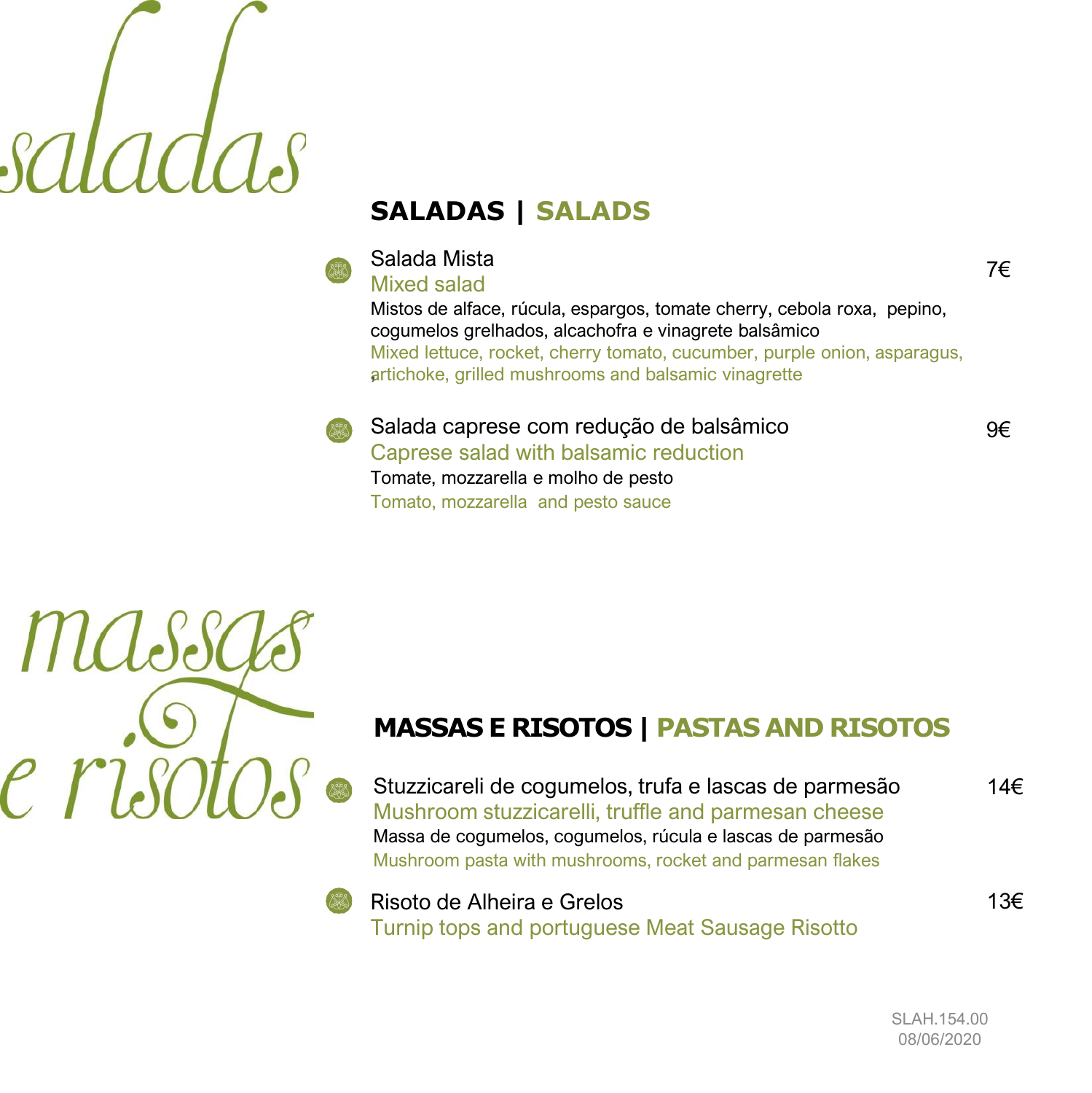saladas

## SALADAS | SALADS

**Salada Mista** — 7€
Mixed salad
Mistos de alface, rúcula, espargos, tomate cherry, cebola roxa, pepino, cogumelos grelhados, alcachofra e vinagrete balsâmico
Mixed lettuce, rocket, cherry tomato, cucumber, purple onion, asparagus, artichoke, grilled mushrooms and balsamic vinagrette

**Salada caprese com redução de balsâmico** — 9€
Caprese salad with balsamic reduction
Tomate, mozzarella e molho de pesto
Tomato, mozzarella and pesto sauce

massas e risotos

## MASSAS E RISOTOS | PASTAS AND RISOTOS

**Stuzzicareli de cogumelos, trufa e lascas de parmesão** — 14€
Mushroom stuzzicarelli, truffle and parmesan cheese
Massa de cogumelos, cogumelos, rúcula e lascas de parmesão
Mushroom pasta with mushrooms, rocket and parmesan flakes

**Risoto de Alheira e Grelos** — 13€
Turnip tops and portuguese Meat Sausage Risotto

SLAH.154.00
08/06/2020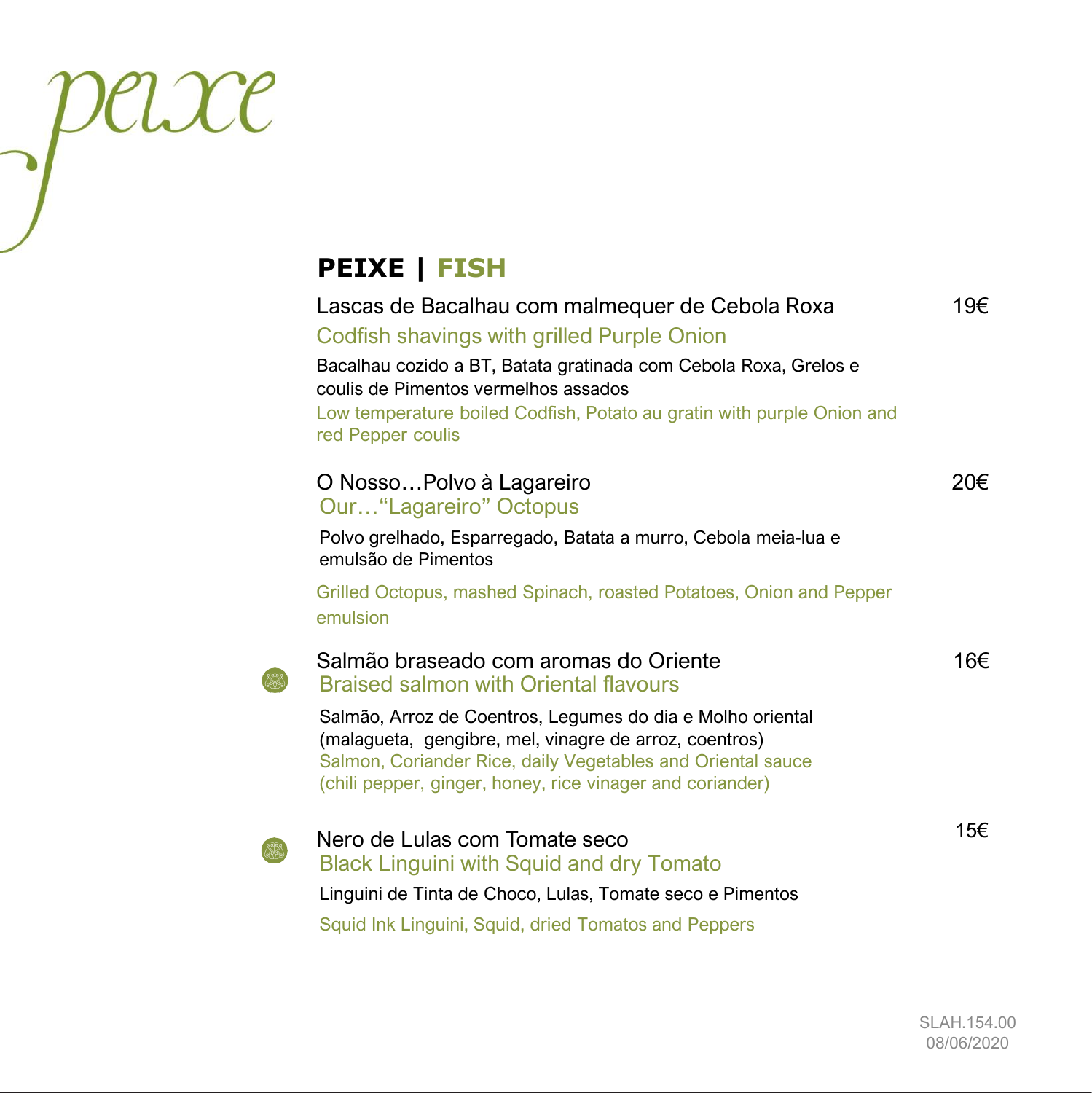peixe

## PEIXE | FISH

**Lascas de Bacalhau com malmequer de Cebola Roxa** — 19€

*Codfish shavings with grilled Purple Onion*

Bacalhau cozido a BT, Batata gratinada com Cebola Roxa, Grelos e coulis de Pimentos vermelhos assados

Low temperature boiled Codfish, Potato au gratin with purple Onion and red Pepper coulis

**O Nosso…Polvo à Lagareiro** — 20€

*Our…"Lagareiro" Octopus*

Polvo grelhado, Esparregado, Batata a murro, Cebola meia-lua e emulsão de Pimentos

Grilled Octopus, mashed Spinach, roasted Potatoes, Onion and Pepper emulsion

**Salmão braseado com aromas do Oriente** — 16€

*Braised salmon with Oriental flavours*

Salmão, Arroz de Coentros, Legumes do dia e Molho oriental (malagueta, gengibre, mel, vinagre de arroz, coentros)

Salmon, Coriander Rice, daily Vegetables and Oriental sauce (chili pepper, ginger, honey, rice vinager and coriander)

**Nero de Lulas com Tomate seco** — 15€

*Black Linguini with Squid and dry Tomato*

Linguini de Tinta de Choco, Lulas, Tomate seco e Pimentos

Squid Ink Linguini, Squid, dried Tomatos and Peppers

SLAH.154.00
08/06/2020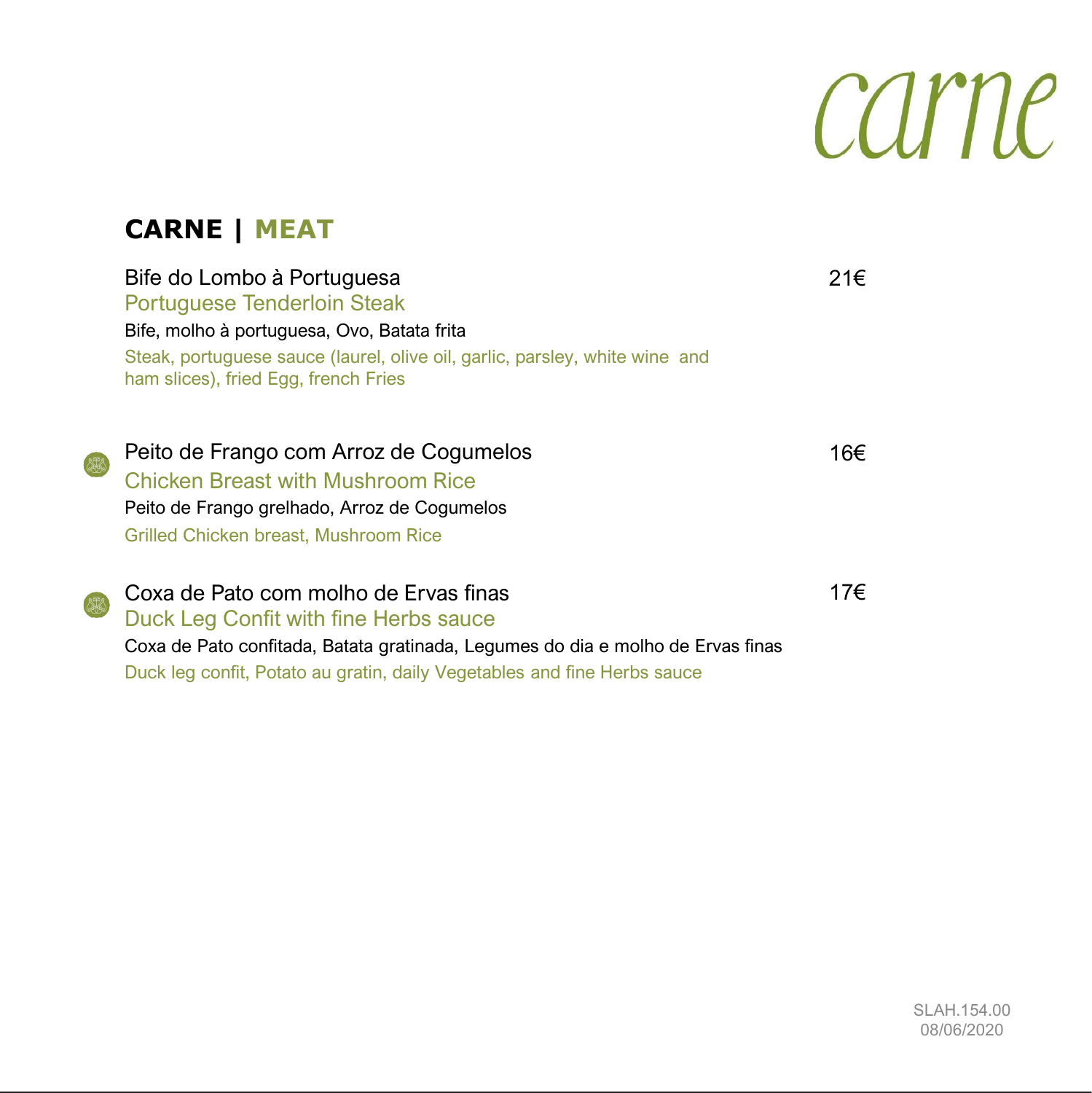# carne

## CARNE | MEAT

**Bife do Lombo à Portuguesa** — 21€
Portuguese Tenderloin Steak
Bife, molho à portuguesa, Ovo, Batata frita
Steak, portuguese sauce (laurel, olive oil, garlic, parsley, white wine and ham slices), fried Egg, french Fries

**Peito de Frango com Arroz de Cogumelos** — 16€
Chicken Breast with Mushroom Rice
Peito de Frango grelhado, Arroz de Cogumelos
Grilled Chicken breast, Mushroom Rice

**Coxa de Pato com molho de Ervas finas** — 17€
Duck Leg Confit with fine Herbs sauce
Coxa de Pato confitada, Batata gratinada, Legumes do dia e molho de Ervas finas
Duck leg confit, Potato au gratin, daily Vegetables and fine Herbs sauce

SLAH.154.00
08/06/2020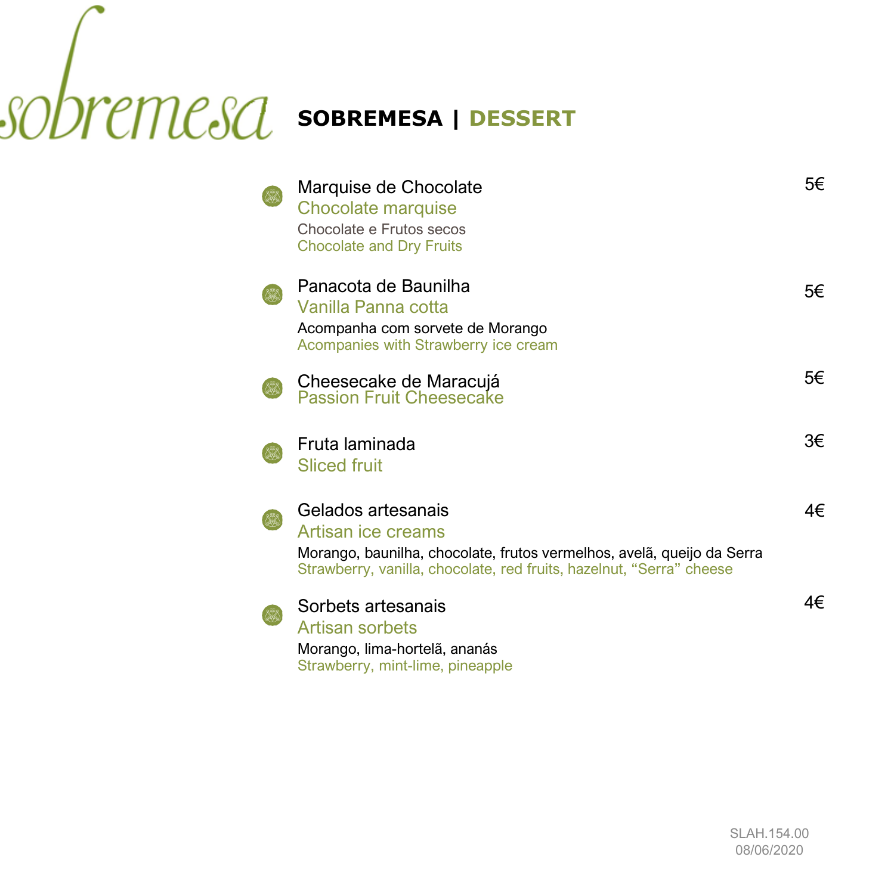# SOBREMESA | DESSERT

**Marquise de Chocolate** — 5€
Chocolate marquise
Chocolate e Frutos secos
Chocolate and Dry Fruits

**Panacota de Baunilha** — 5€
Vanilla Panna cotta
Acompanha com sorvete de Morango
Acompanies with Strawberry ice cream

**Cheesecake de Maracujá** — 5€
Passion Fruit Cheesecake

**Fruta laminada** — 3€
Sliced fruit

**Gelados artesanais** — 4€
Artisan ice creams
Morango, baunilha, chocolate, frutos vermelhos, avelã, queijo da Serra
Strawberry, vanilla, chocolate, red fruits, hazelnut, "Serra" cheese

**Sorbets artesanais** — 4€
Artisan sorbets
Morango, lima-hortelã, ananás
Strawberry, mint-lime, pineapple

SLAH.154.00
08/06/2020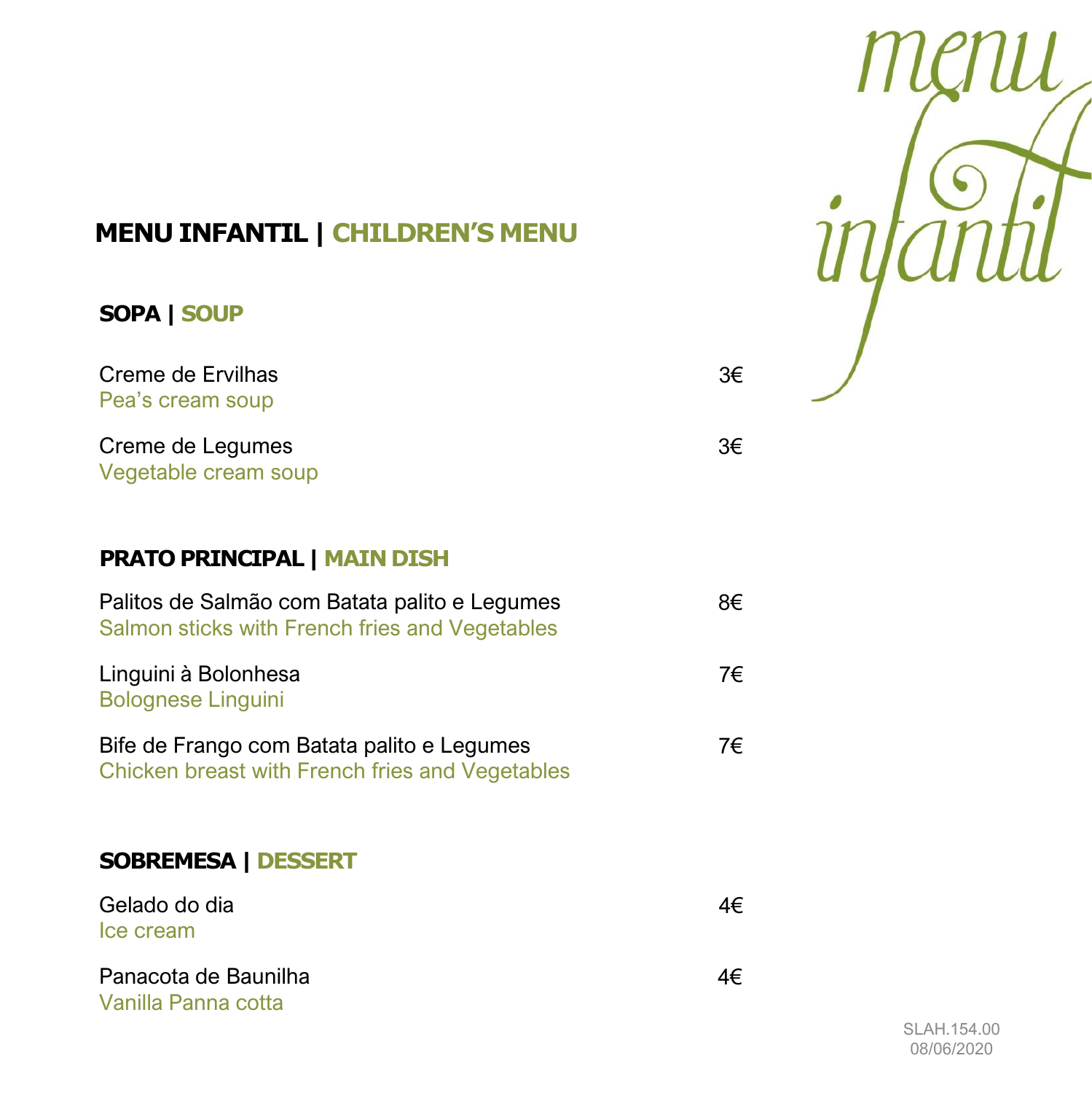menu infantil

# MENU INFANTIL | CHILDREN'S MENU

## SOPA | SOUP

| | |
|---|---|
| Creme de Ervilhas<br>Pea's cream soup | 3€ |
| Creme de Legumes<br>Vegetable cream soup | 3€ |

## PRATO PRINCIPAL | MAIN DISH

| | |
|---|---|
| Palitos de Salmão com Batata palito e Legumes<br>Salmon sticks with French fries and Vegetables | 8€ |
| Linguini à Bolonhesa<br>Bolognese Linguini | 7€ |
| Bife de Frango com Batata palito e Legumes<br>Chicken breast with French fries and Vegetables | 7€ |

## SOBREMESA | DESSERT

| | |
|---|---|
| Gelado do dia<br>Ice cream | 4€ |
| Panacota de Baunilha<br>Vanilla Panna cotta | 4€ |

SLAH.154.00
08/06/2020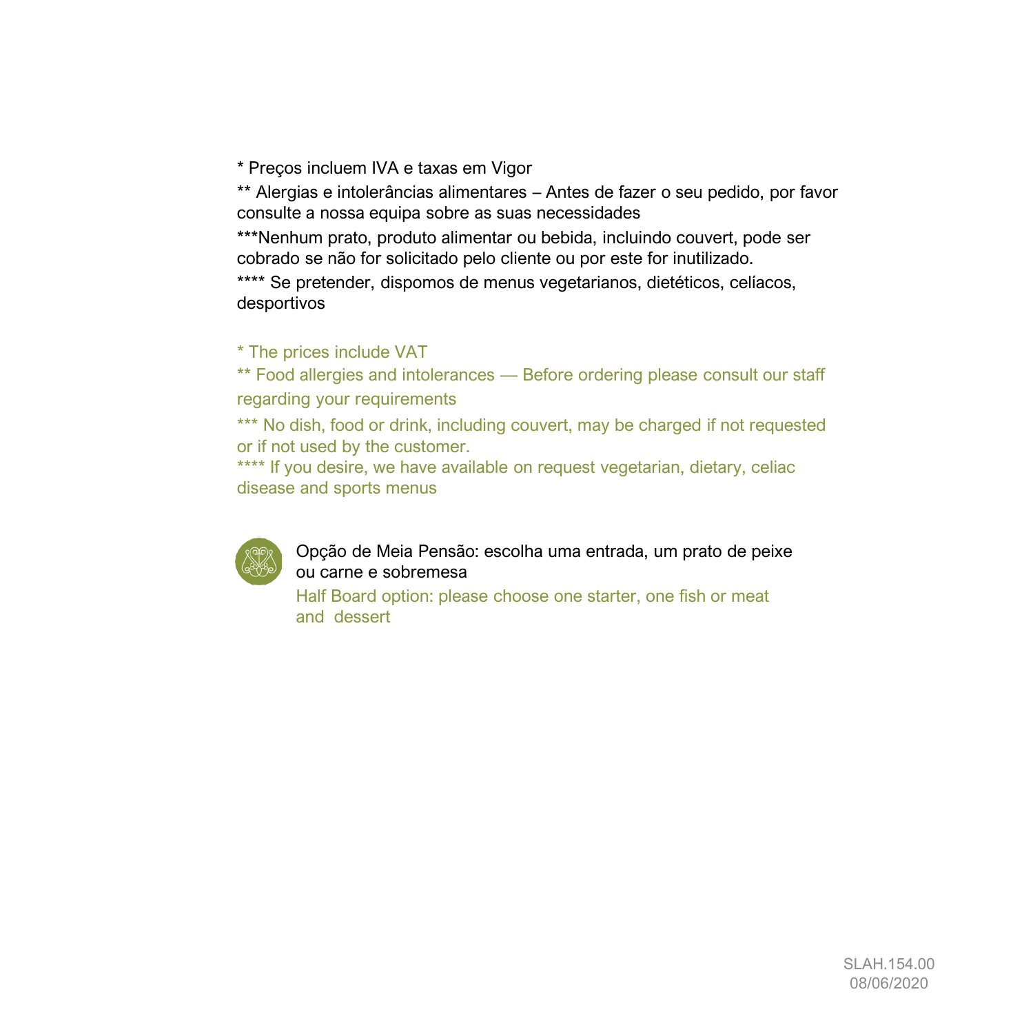* Preços incluem IVA e taxas em Vigor

** Alergias e intolerâncias alimentares – Antes de fazer o seu pedido, por favor consulte a nossa equipa sobre as suas necessidades

***Nenhum prato, produto alimentar ou bebida, incluindo couvert, pode ser cobrado se não for solicitado pelo cliente ou por este for inutilizado.

**** Se pretender, dispomos de menus vegetarianos, dietéticos, celíacos, desportivos

* The prices include VAT

** Food allergies and intolerances — Before ordering please consult our staff regarding your requirements

*** No dish, food or drink, including couvert, may be charged if not requested or if not used by the customer.

**** If you desire, we have available on request vegetarian, dietary, celiac disease and sports menus

Opção de Meia Pensão: escolha uma entrada, um prato de peixe ou carne e sobremesa

Half Board option: please choose one starter, one fish or meat and dessert

SLAH.154.00
08/06/2020